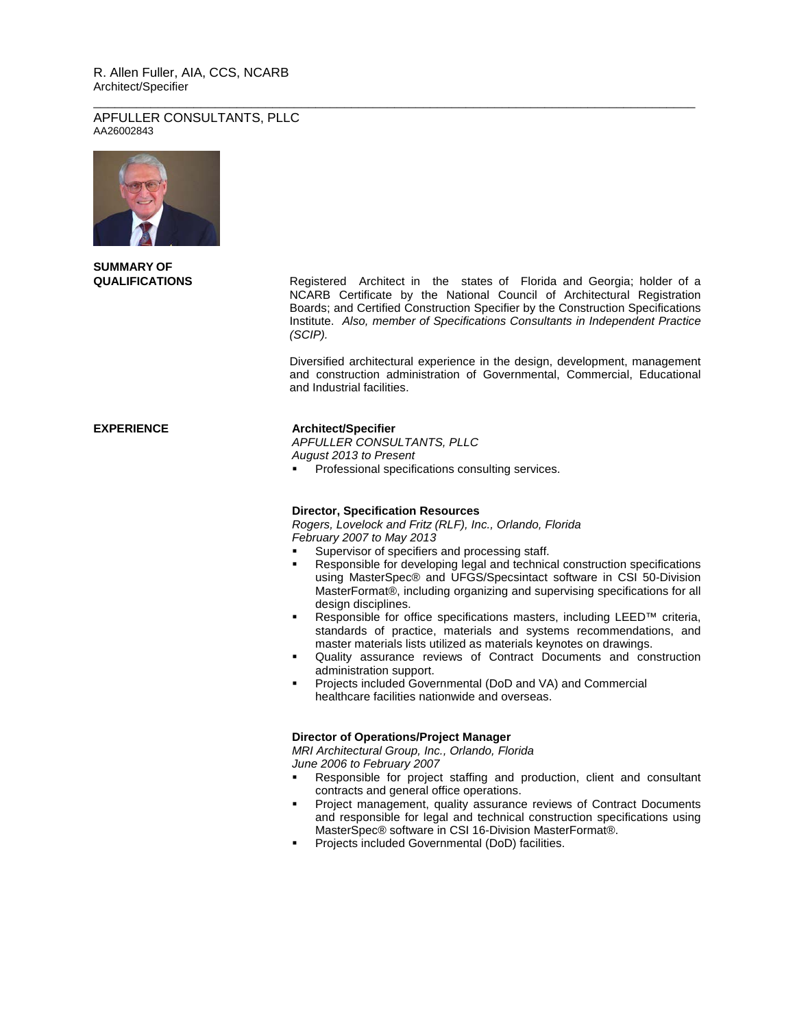R. Allen Fuller, AIA, CCS, NCARB
Architect/Specifier

---

APFULLER CONSULTANTS, PLLC
AA26002843

## SUMMARY OF QUALIFICATIONS

Registered Architect in the states of Florida and Georgia; holder of a NCARB Certificate by the National Council of Architectural Registration Boards; and Certified Construction Specifier by the Construction Specifications Institute. *Also, member of Specifications Consultants in Independent Practice (SCIP).*

Diversified architectural experience in the design, development, management and construction administration of Governmental, Commercial, Educational and Industrial facilities.

## EXPERIENCE

**Architect/Specifier**
*APFULLER CONSULTANTS, PLLC*
*August 2013 to Present*

- Professional specifications consulting services.

**Director, Specification Resources**
*Rogers, Lovelock and Fritz (RLF), Inc., Orlando, Florida*
*February 2007 to May 2013*

- Supervisor of specifiers and processing staff.
- Responsible for developing legal and technical construction specifications using MasterSpec® and UFGS/Specsintact software in CSI 50-Division MasterFormat®, including organizing and supervising specifications for all design disciplines.
- Responsible for office specifications masters, including LEED™ criteria, standards of practice, materials and systems recommendations, and master materials lists utilized as materials keynotes on drawings.
- Quality assurance reviews of Contract Documents and construction administration support.
- Projects included Governmental (DoD and VA) and Commercial healthcare facilities nationwide and overseas.

**Director of Operations/Project Manager**
*MRI Architectural Group, Inc., Orlando, Florida*
*June 2006 to February 2007*

- Responsible for project staffing and production, client and consultant contracts and general office operations.
- Project management, quality assurance reviews of Contract Documents and responsible for legal and technical construction specifications using MasterSpec® software in CSI 16-Division MasterFormat®.
- Projects included Governmental (DoD) facilities.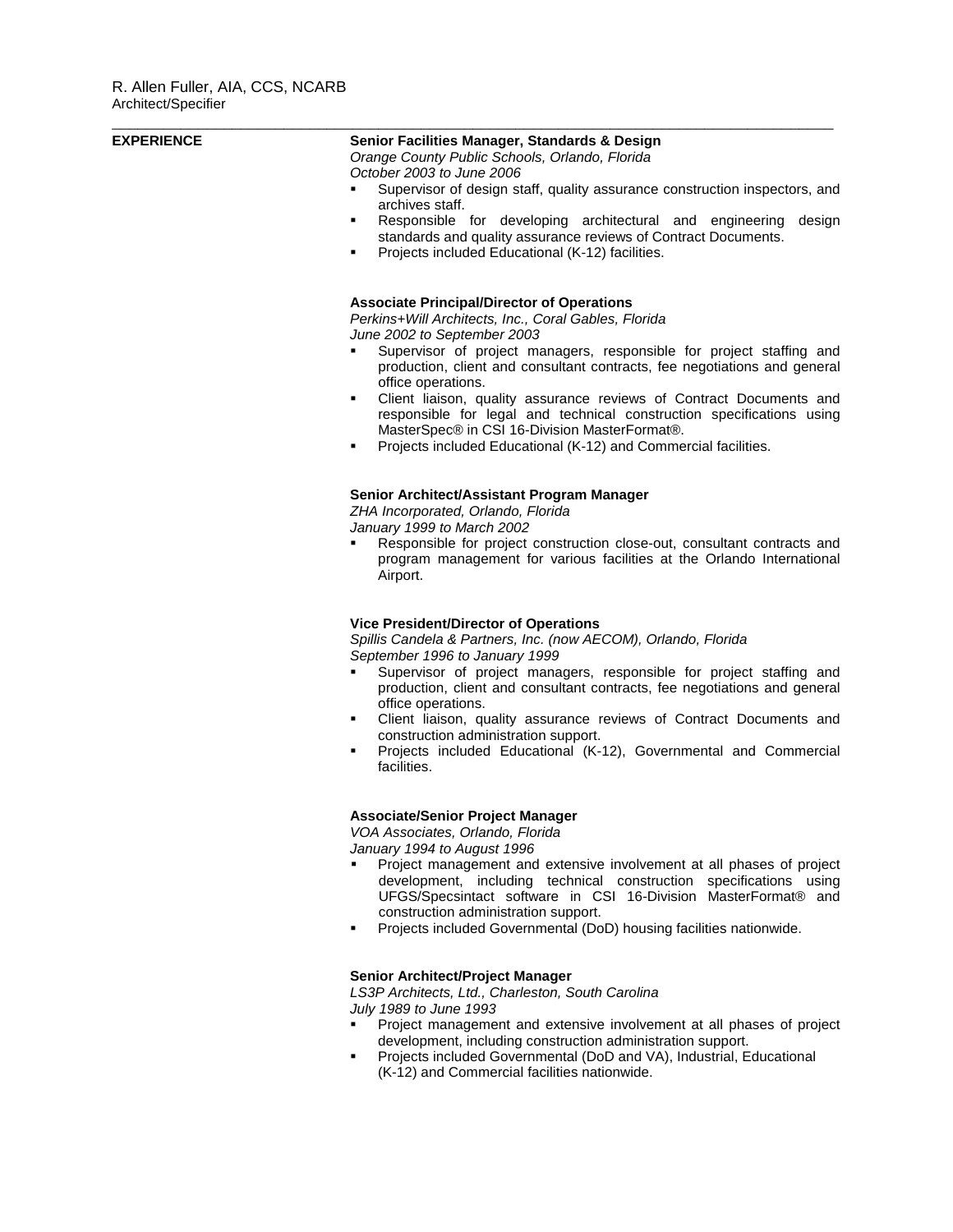R. Allen Fuller, AIA, CCS, NCARB
Architect/Specifier

---

## EXPERIENCE

**Senior Facilities Manager, Standards & Design**
*Orange County Public Schools, Orlando, Florida*
*October 2003 to June 2006*

- Supervisor of design staff, quality assurance construction inspectors, and archives staff.
- Responsible for developing architectural and engineering design standards and quality assurance reviews of Contract Documents.
- Projects included Educational (K-12) facilities.

**Associate Principal/Director of Operations**
*Perkins+Will Architects, Inc., Coral Gables, Florida*
*June 2002 to September 2003*

- Supervisor of project managers, responsible for project staffing and production, client and consultant contracts, fee negotiations and general office operations.
- Client liaison, quality assurance reviews of Contract Documents and responsible for legal and technical construction specifications using MasterSpec® in CSI 16-Division MasterFormat®.
- Projects included Educational (K-12) and Commercial facilities.

**Senior Architect/Assistant Program Manager**
*ZHA Incorporated, Orlando, Florida*
*January 1999 to March 2002*

- Responsible for project construction close-out, consultant contracts and program management for various facilities at the Orlando International Airport.

**Vice President/Director of Operations**
*Spillis Candela & Partners, Inc. (now AECOM), Orlando, Florida*
*September 1996 to January 1999*

- Supervisor of project managers, responsible for project staffing and production, client and consultant contracts, fee negotiations and general office operations.
- Client liaison, quality assurance reviews of Contract Documents and construction administration support.
- Projects included Educational (K-12), Governmental and Commercial facilities.

**Associate/Senior Project Manager**
*VOA Associates, Orlando, Florida*
*January 1994 to August 1996*

- Project management and extensive involvement at all phases of project development, including technical construction specifications using UFGS/Specsintact software in CSI 16-Division MasterFormat® and construction administration support.
- Projects included Governmental (DoD) housing facilities nationwide.

**Senior Architect/Project Manager**
*LS3P Architects, Ltd., Charleston, South Carolina*
*July 1989 to June 1993*

- Project management and extensive involvement at all phases of project development, including construction administration support.
- Projects included Governmental (DoD and VA), Industrial, Educational (K-12) and Commercial facilities nationwide.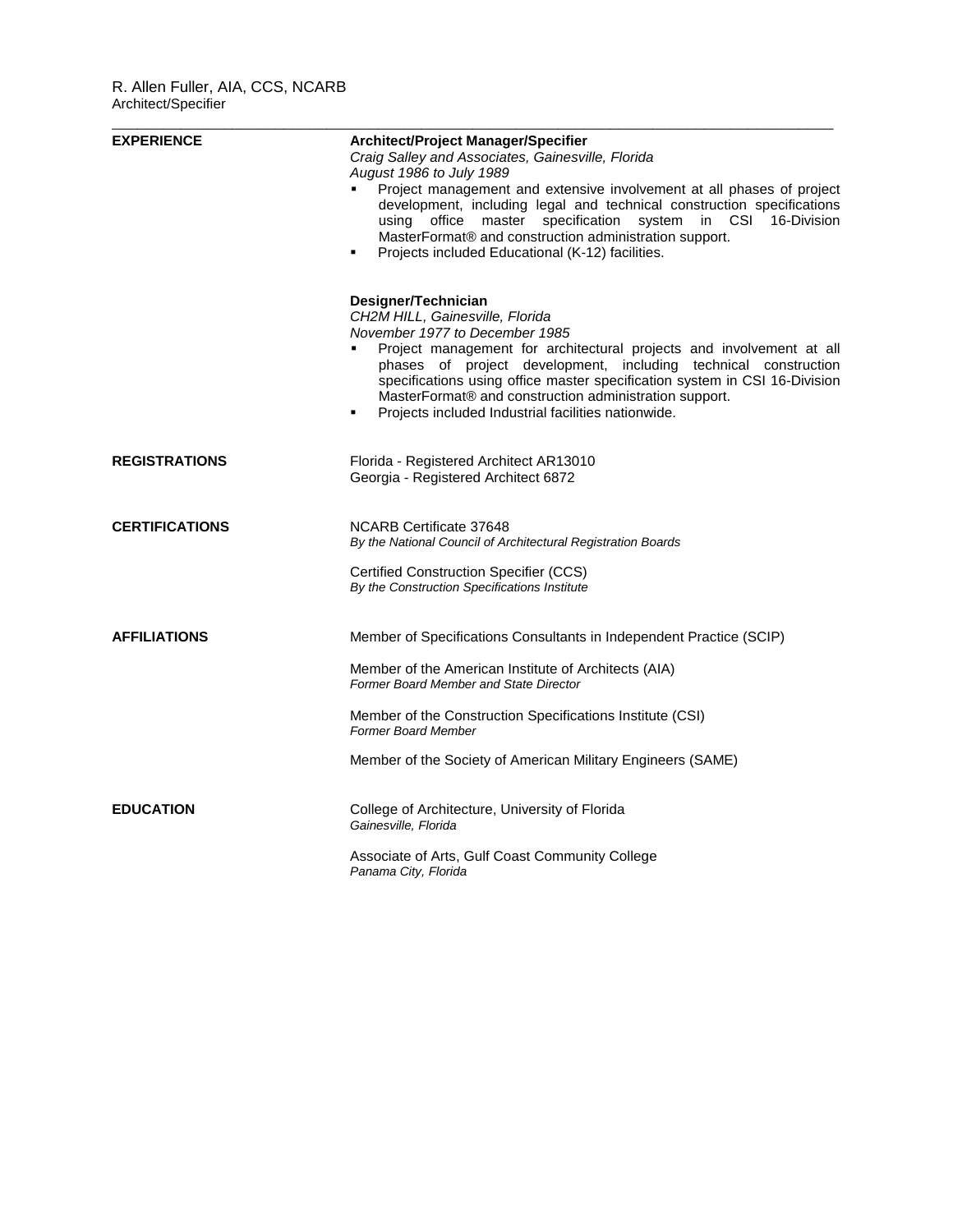R. Allen Fuller, AIA, CCS, NCARB
Architect/Specifier

---

## EXPERIENCE

**Architect/Project Manager/Specifier**
*Craig Salley and Associates, Gainesville, Florida*
*August 1986 to July 1989*

- Project management and extensive involvement at all phases of project development, including legal and technical construction specifications using office master specification system in CSI 16-Division MasterFormat® and construction administration support.
- Projects included Educational (K-12) facilities.

**Designer/Technician**
*CH2M HILL, Gainesville, Florida*
*November 1977 to December 1985*

- Project management for architectural projects and involvement at all phases of project development, including technical construction specifications using office master specification system in CSI 16-Division MasterFormat® and construction administration support.
- Projects included Industrial facilities nationwide.

## REGISTRATIONS

Florida - Registered Architect AR13010
Georgia - Registered Architect 6872

## CERTIFICATIONS

NCARB Certificate 37648
*By the National Council of Architectural Registration Boards*

Certified Construction Specifier (CCS)
*By the Construction Specifications Institute*

## AFFILIATIONS

Member of Specifications Consultants in Independent Practice (SCIP)

Member of the American Institute of Architects (AIA)
*Former Board Member and State Director*

Member of the Construction Specifications Institute (CSI)
*Former Board Member*

Member of the Society of American Military Engineers (SAME)

## EDUCATION

College of Architecture, University of Florida
*Gainesville, Florida*

Associate of Arts, Gulf Coast Community College
*Panama City, Florida*